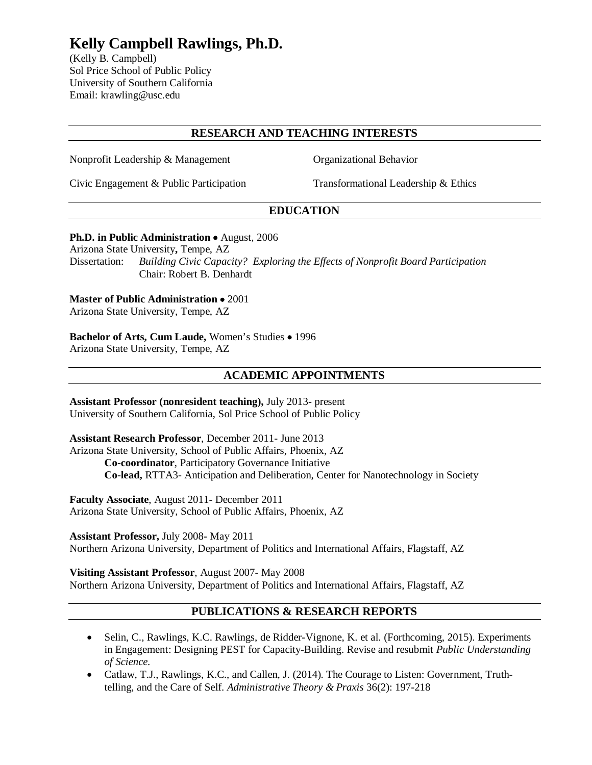# Kelly Campbell Rawlings, Ph.D.

(Kelly B. Campbell)
Sol Price School of Public Policy
University of Southern California
Email: krawling@usc.edu

## RESEARCH AND TEACHING INTERESTS

Nonprofit Leadership & Management

Organizational Behavior

Civic Engagement & Public Participation

Transformational Leadership & Ethics

## EDUCATION

**Ph.D. in Public Administration** • August, 2006
Arizona State University**,** Tempe, AZ
Dissertation: *Building Civic Capacity? Exploring the Effects of Nonprofit Board Participation*
Chair: Robert B. Denhardt

**Master of Public Administration** • 2001
Arizona State University, Tempe, AZ

**Bachelor of Arts, Cum Laude,** Women's Studies • 1996
Arizona State University, Tempe, AZ

## ACADEMIC APPOINTMENTS

**Assistant Professor (nonresident teaching),** July 2013- present
University of Southern California, Sol Price School of Public Policy

**Assistant Research Professor**, December 2011- June 2013
Arizona State University, School of Public Affairs, Phoenix, AZ
**Co-coordinator**, Participatory Governance Initiative
**Co-lead,** RTTA3- Anticipation and Deliberation, Center for Nanotechnology in Society

**Faculty Associate**, August 2011- December 2011
Arizona State University, School of Public Affairs, Phoenix, AZ

**Assistant Professor,** July 2008- May 2011
Northern Arizona University, Department of Politics and International Affairs, Flagstaff, AZ

**Visiting Assistant Professor**, August 2007- May 2008
Northern Arizona University, Department of Politics and International Affairs, Flagstaff, AZ

## PUBLICATIONS & RESEARCH REPORTS

- Selin, C., Rawlings, K.C. Rawlings, de Ridder-Vignone, K. et al. (Forthcoming, 2015). Experiments in Engagement: Designing PEST for Capacity-Building. Revise and resubmit *Public Understanding of Science.*
- Catlaw, T.J., Rawlings, K.C., and Callen, J. (2014). The Courage to Listen: Government, Truth-telling, and the Care of Self. *Administrative Theory & Praxis* 36(2): 197-218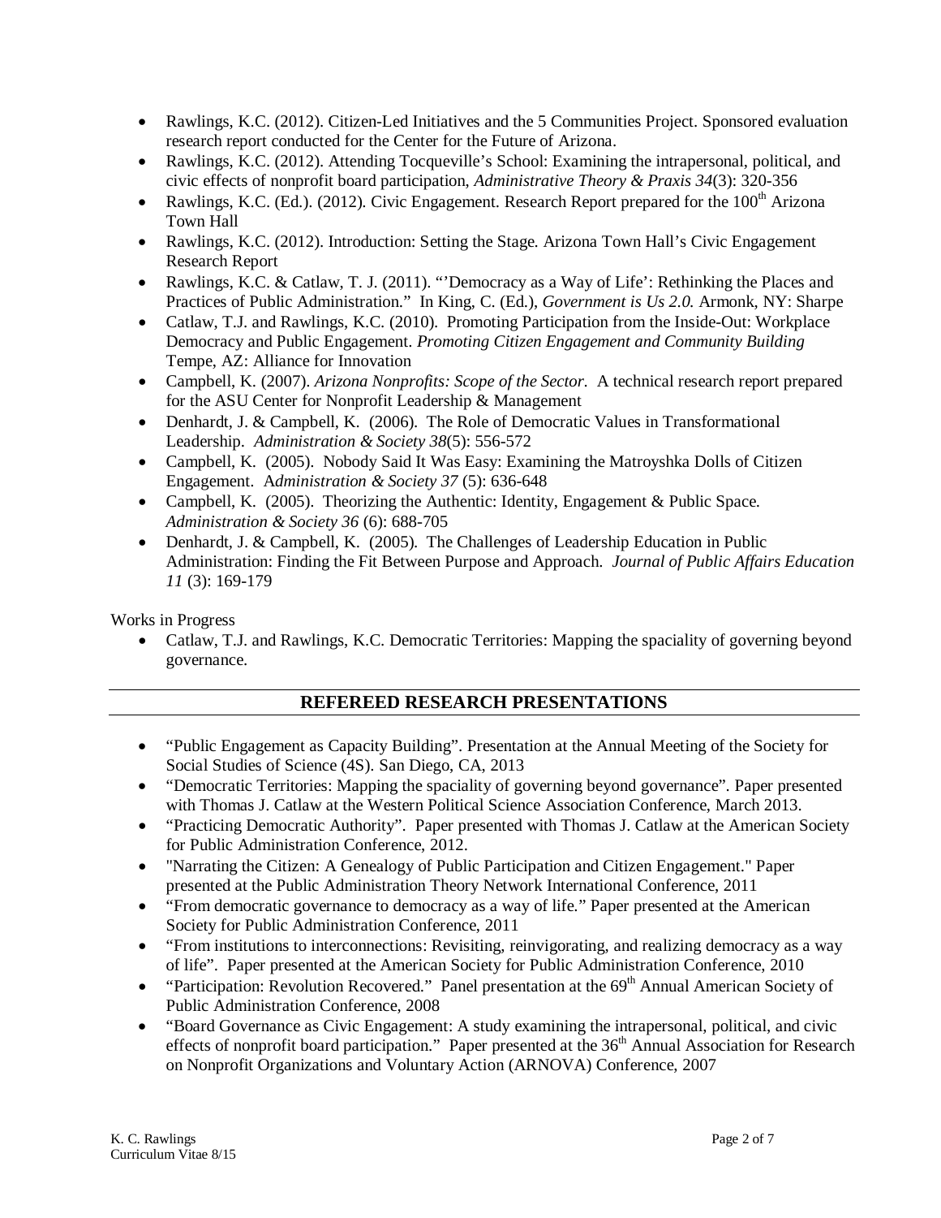- Rawlings, K.C. (2012). Citizen-Led Initiatives and the 5 Communities Project. Sponsored evaluation research report conducted for the Center for the Future of Arizona.
- Rawlings, K.C. (2012). Attending Tocqueville's School: Examining the intrapersonal, political, and civic effects of nonprofit board participation, *Administrative Theory & Praxis 34*(3): 320-356
- Rawlings, K.C. (Ed.). (2012). Civic Engagement. Research Report prepared for the 100th Arizona Town Hall
- Rawlings, K.C. (2012). Introduction: Setting the Stage. Arizona Town Hall's Civic Engagement Research Report
- Rawlings, K.C. & Catlaw, T. J. (2011). "'Democracy as a Way of Life': Rethinking the Places and Practices of Public Administration." In King, C. (Ed.), *Government is Us 2.0.* Armonk, NY: Sharpe
- Catlaw, T.J. and Rawlings, K.C. (2010). Promoting Participation from the Inside-Out: Workplace Democracy and Public Engagement. *Promoting Citizen Engagement and Community Building* Tempe, AZ: Alliance for Innovation
- Campbell, K. (2007). *Arizona Nonprofits: Scope of the Sector.* A technical research report prepared for the ASU Center for Nonprofit Leadership & Management
- Denhardt, J. & Campbell, K. (2006). The Role of Democratic Values in Transformational Leadership. *Administration & Society 38*(5): 556-572
- Campbell, K. (2005). Nobody Said It Was Easy: Examining the Matroyshka Dolls of Citizen Engagement. *Administration & Society 37* (5): 636-648
- Campbell, K. (2005). Theorizing the Authentic: Identity, Engagement & Public Space. *Administration & Society 36* (6): 688-705
- Denhardt, J. & Campbell, K. (2005). The Challenges of Leadership Education in Public Administration: Finding the Fit Between Purpose and Approach. *Journal of Public Affairs Education 11* (3): 169-179

Works in Progress

- Catlaw, T.J. and Rawlings, K.C. Democratic Territories: Mapping the spaciality of governing beyond governance.

## REFEREED RESEARCH PRESENTATIONS

- "Public Engagement as Capacity Building". Presentation at the Annual Meeting of the Society for Social Studies of Science (4S). San Diego, CA, 2013
- "Democratic Territories: Mapping the spaciality of governing beyond governance". Paper presented with Thomas J. Catlaw at the Western Political Science Association Conference, March 2013.
- "Practicing Democratic Authority". Paper presented with Thomas J. Catlaw at the American Society for Public Administration Conference, 2012.
- "Narrating the Citizen: A Genealogy of Public Participation and Citizen Engagement." Paper presented at the Public Administration Theory Network International Conference, 2011
- "From democratic governance to democracy as a way of life." Paper presented at the American Society for Public Administration Conference, 2011
- "From institutions to interconnections: Revisiting, reinvigorating, and realizing democracy as a way of life". Paper presented at the American Society for Public Administration Conference, 2010
- "Participation: Revolution Recovered." Panel presentation at the 69th Annual American Society of Public Administration Conference, 2008
- "Board Governance as Civic Engagement: A study examining the intrapersonal, political, and civic effects of nonprofit board participation." Paper presented at the 36th Annual Association for Research on Nonprofit Organizations and Voluntary Action (ARNOVA) Conference, 2007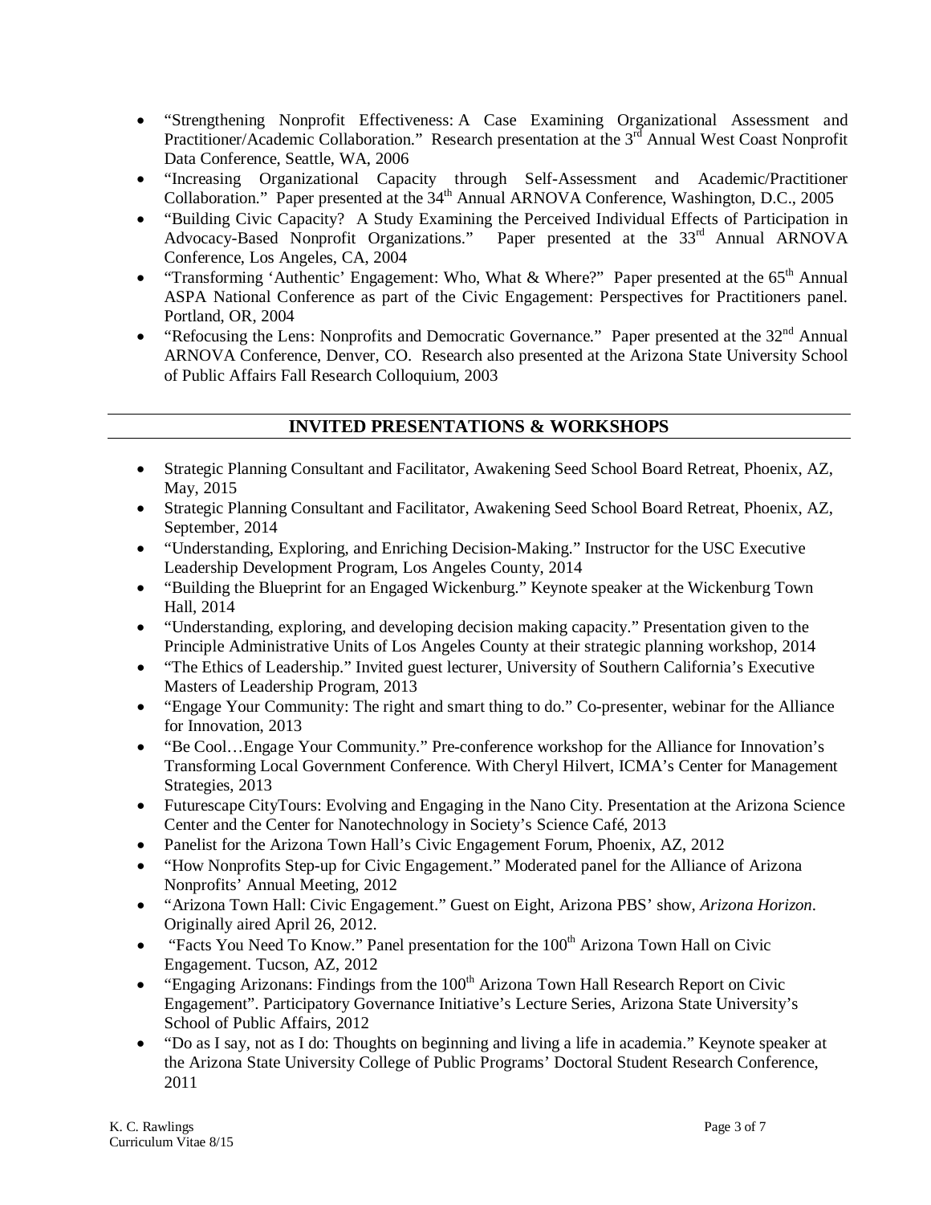- "Strengthening Nonprofit Effectiveness: A Case Examining Organizational Assessment and Practitioner/Academic Collaboration." Research presentation at the 3rd Annual West Coast Nonprofit Data Conference, Seattle, WA, 2006
- "Increasing Organizational Capacity through Self-Assessment and Academic/Practitioner Collaboration." Paper presented at the 34th Annual ARNOVA Conference, Washington, D.C., 2005
- "Building Civic Capacity? A Study Examining the Perceived Individual Effects of Participation in Advocacy-Based Nonprofit Organizations." Paper presented at the 33rd Annual ARNOVA Conference, Los Angeles, CA, 2004
- "Transforming 'Authentic' Engagement: Who, What & Where?" Paper presented at the 65th Annual ASPA National Conference as part of the Civic Engagement: Perspectives for Practitioners panel. Portland, OR, 2004
- "Refocusing the Lens: Nonprofits and Democratic Governance." Paper presented at the 32nd Annual ARNOVA Conference, Denver, CO. Research also presented at the Arizona State University School of Public Affairs Fall Research Colloquium, 2003

## INVITED PRESENTATIONS & WORKSHOPS

- Strategic Planning Consultant and Facilitator, Awakening Seed School Board Retreat, Phoenix, AZ, May, 2015
- Strategic Planning Consultant and Facilitator, Awakening Seed School Board Retreat, Phoenix, AZ, September, 2014
- "Understanding, Exploring, and Enriching Decision-Making." Instructor for the USC Executive Leadership Development Program, Los Angeles County, 2014
- "Building the Blueprint for an Engaged Wickenburg." Keynote speaker at the Wickenburg Town Hall, 2014
- "Understanding, exploring, and developing decision making capacity." Presentation given to the Principle Administrative Units of Los Angeles County at their strategic planning workshop, 2014
- "The Ethics of Leadership." Invited guest lecturer, University of Southern California's Executive Masters of Leadership Program, 2013
- "Engage Your Community: The right and smart thing to do." Co-presenter, webinar for the Alliance for Innovation, 2013
- "Be Cool…Engage Your Community." Pre-conference workshop for the Alliance for Innovation's Transforming Local Government Conference. With Cheryl Hilvert, ICMA's Center for Management Strategies, 2013
- Futurescape CityTours: Evolving and Engaging in the Nano City. Presentation at the Arizona Science Center and the Center for Nanotechnology in Society's Science Café, 2013
- Panelist for the Arizona Town Hall's Civic Engagement Forum, Phoenix, AZ, 2012
- "How Nonprofits Step-up for Civic Engagement." Moderated panel for the Alliance of Arizona Nonprofits' Annual Meeting, 2012
- "Arizona Town Hall: Civic Engagement." Guest on Eight, Arizona PBS' show, *Arizona Horizon*. Originally aired April 26, 2012.
- "Facts You Need To Know." Panel presentation for the 100th Arizona Town Hall on Civic Engagement. Tucson, AZ, 2012
- "Engaging Arizonans: Findings from the 100th Arizona Town Hall Research Report on Civic Engagement". Participatory Governance Initiative's Lecture Series, Arizona State University's School of Public Affairs, 2012
- "Do as I say, not as I do: Thoughts on beginning and living a life in academia." Keynote speaker at the Arizona State University College of Public Programs' Doctoral Student Research Conference, 2011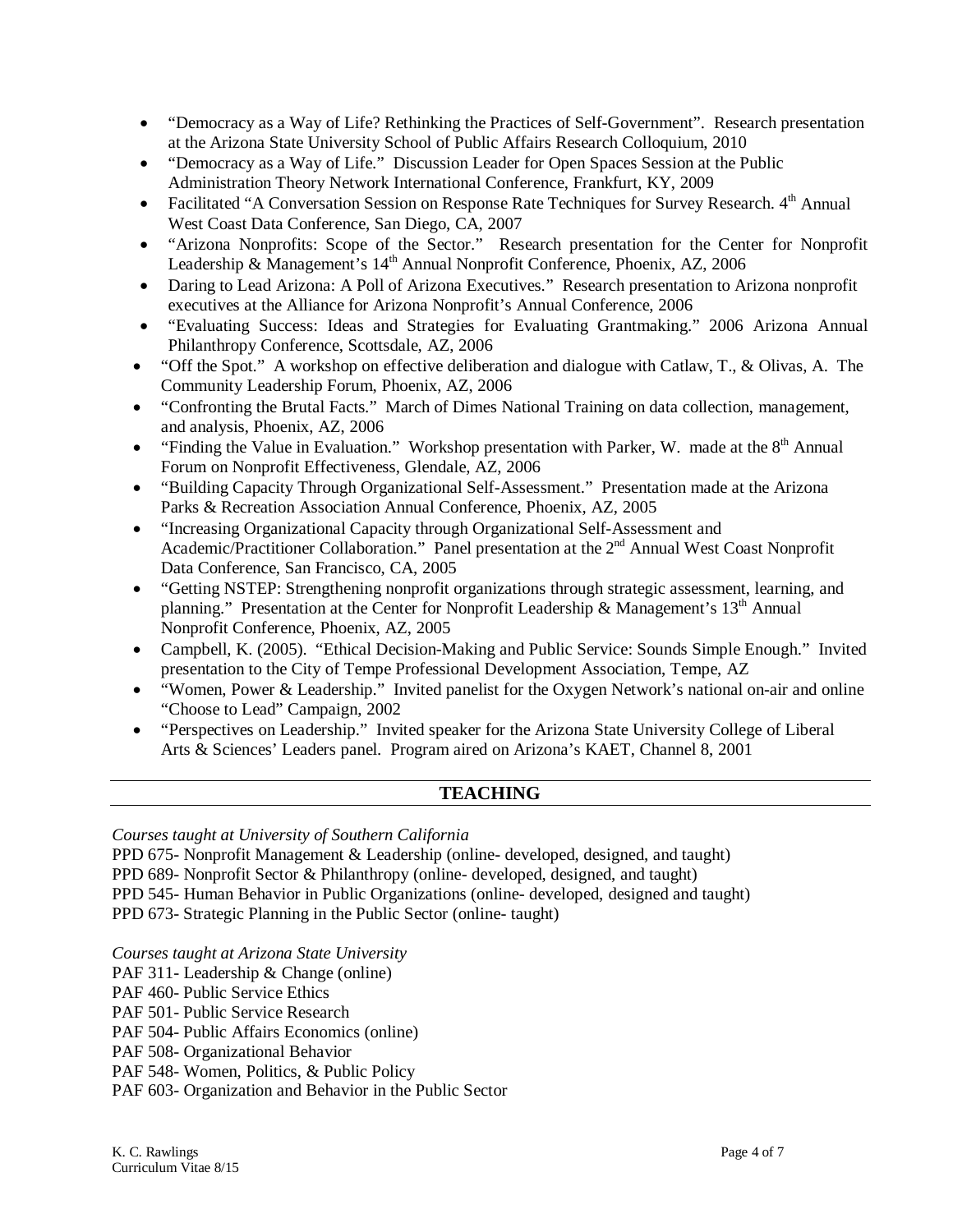- "Democracy as a Way of Life? Rethinking the Practices of Self-Government". Research presentation at the Arizona State University School of Public Affairs Research Colloquium, 2010
- "Democracy as a Way of Life." Discussion Leader for Open Spaces Session at the Public Administration Theory Network International Conference, Frankfurt, KY, 2009
- Facilitated "A Conversation Session on Response Rate Techniques for Survey Research. 4th Annual West Coast Data Conference, San Diego, CA, 2007
- "Arizona Nonprofits: Scope of the Sector." Research presentation for the Center for Nonprofit Leadership & Management's 14th Annual Nonprofit Conference, Phoenix, AZ, 2006
- Daring to Lead Arizona: A Poll of Arizona Executives." Research presentation to Arizona nonprofit executives at the Alliance for Arizona Nonprofit's Annual Conference, 2006
- "Evaluating Success: Ideas and Strategies for Evaluating Grantmaking." 2006 Arizona Annual Philanthropy Conference, Scottsdale, AZ, 2006
- "Off the Spot." A workshop on effective deliberation and dialogue with Catlaw, T., & Olivas, A. The Community Leadership Forum, Phoenix, AZ, 2006
- "Confronting the Brutal Facts." March of Dimes National Training on data collection, management, and analysis, Phoenix, AZ, 2006
- "Finding the Value in Evaluation." Workshop presentation with Parker, W. made at the 8th Annual Forum on Nonprofit Effectiveness, Glendale, AZ, 2006
- "Building Capacity Through Organizational Self-Assessment." Presentation made at the Arizona Parks & Recreation Association Annual Conference, Phoenix, AZ, 2005
- "Increasing Organizational Capacity through Organizational Self-Assessment and Academic/Practitioner Collaboration." Panel presentation at the 2nd Annual West Coast Nonprofit Data Conference, San Francisco, CA, 2005
- "Getting NSTEP: Strengthening nonprofit organizations through strategic assessment, learning, and planning." Presentation at the Center for Nonprofit Leadership & Management's 13th Annual Nonprofit Conference, Phoenix, AZ, 2005
- Campbell, K. (2005). "Ethical Decision-Making and Public Service: Sounds Simple Enough." Invited presentation to the City of Tempe Professional Development Association, Tempe, AZ
- "Women, Power & Leadership." Invited panelist for the Oxygen Network's national on-air and online "Choose to Lead" Campaign, 2002
- "Perspectives on Leadership." Invited speaker for the Arizona State University College of Liberal Arts & Sciences' Leaders panel. Program aired on Arizona's KAET, Channel 8, 2001

## TEACHING

*Courses taught at University of Southern California*

PPD 675- Nonprofit Management & Leadership (online- developed, designed, and taught)
PPD 689- Nonprofit Sector & Philanthropy (online- developed, designed, and taught)
PPD 545- Human Behavior in Public Organizations (online- developed, designed and taught)
PPD 673- Strategic Planning in the Public Sector (online- taught)

*Courses taught at Arizona State University*

PAF 311- Leadership & Change (online)
PAF 460- Public Service Ethics
PAF 501- Public Service Research
PAF 504- Public Affairs Economics (online)
PAF 508- Organizational Behavior
PAF 548- Women, Politics, & Public Policy
PAF 603- Organization and Behavior in the Public Sector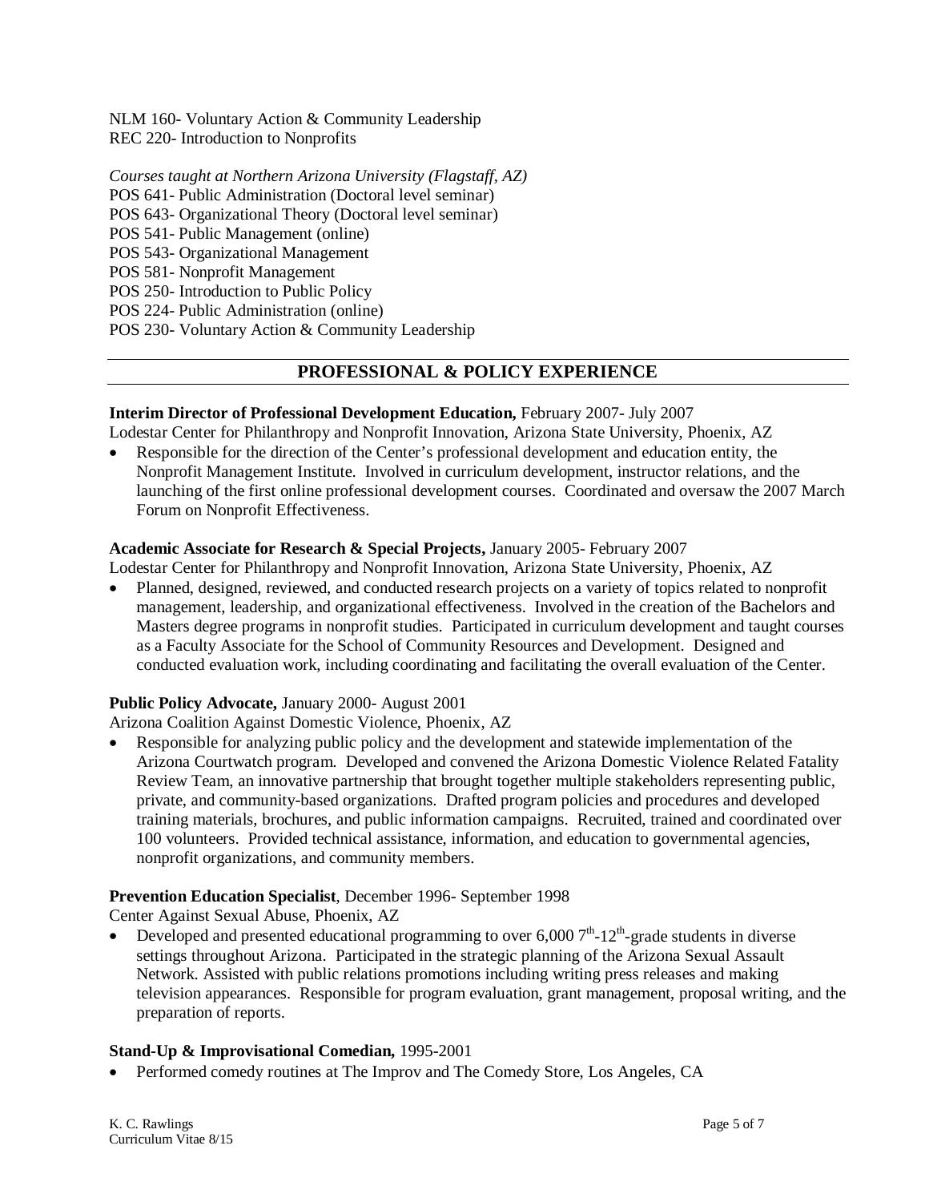NLM 160- Voluntary Action & Community Leadership
REC 220- Introduction to Nonprofits

*Courses taught at Northern Arizona University (Flagstaff, AZ)*
POS 641- Public Administration (Doctoral level seminar)
POS 643- Organizational Theory (Doctoral level seminar)
POS 541- Public Management (online)
POS 543- Organizational Management
POS 581- Nonprofit Management
POS 250- Introduction to Public Policy
POS 224- Public Administration (online)
POS 230- Voluntary Action & Community Leadership

## PROFESSIONAL & POLICY EXPERIENCE

**Interim Director of Professional Development Education,** February 2007- July 2007
Lodestar Center for Philanthropy and Nonprofit Innovation, Arizona State University, Phoenix, AZ

- Responsible for the direction of the Center's professional development and education entity, the Nonprofit Management Institute. Involved in curriculum development, instructor relations, and the launching of the first online professional development courses. Coordinated and oversaw the 2007 March Forum on Nonprofit Effectiveness.

**Academic Associate for Research & Special Projects,** January 2005- February 2007
Lodestar Center for Philanthropy and Nonprofit Innovation, Arizona State University, Phoenix, AZ

- Planned, designed, reviewed, and conducted research projects on a variety of topics related to nonprofit management, leadership, and organizational effectiveness. Involved in the creation of the Bachelors and Masters degree programs in nonprofit studies. Participated in curriculum development and taught courses as a Faculty Associate for the School of Community Resources and Development. Designed and conducted evaluation work, including coordinating and facilitating the overall evaluation of the Center.

**Public Policy Advocate,** January 2000- August 2001
Arizona Coalition Against Domestic Violence, Phoenix, AZ

- Responsible for analyzing public policy and the development and statewide implementation of the Arizona Courtwatch program. Developed and convened the Arizona Domestic Violence Related Fatality Review Team, an innovative partnership that brought together multiple stakeholders representing public, private, and community-based organizations. Drafted program policies and procedures and developed training materials, brochures, and public information campaigns. Recruited, trained and coordinated over 100 volunteers. Provided technical assistance, information, and education to governmental agencies, nonprofit organizations, and community members.

**Prevention Education Specialist**, December 1996- September 1998
Center Against Sexual Abuse, Phoenix, AZ

- Developed and presented educational programming to over 6,000 7th-12th-grade students in diverse settings throughout Arizona. Participated in the strategic planning of the Arizona Sexual Assault Network. Assisted with public relations promotions including writing press releases and making television appearances. Responsible for program evaluation, grant management, proposal writing, and the preparation of reports.

**Stand-Up & Improvisational Comedian,** 1995-2001

- Performed comedy routines at The Improv and The Comedy Store, Los Angeles, CA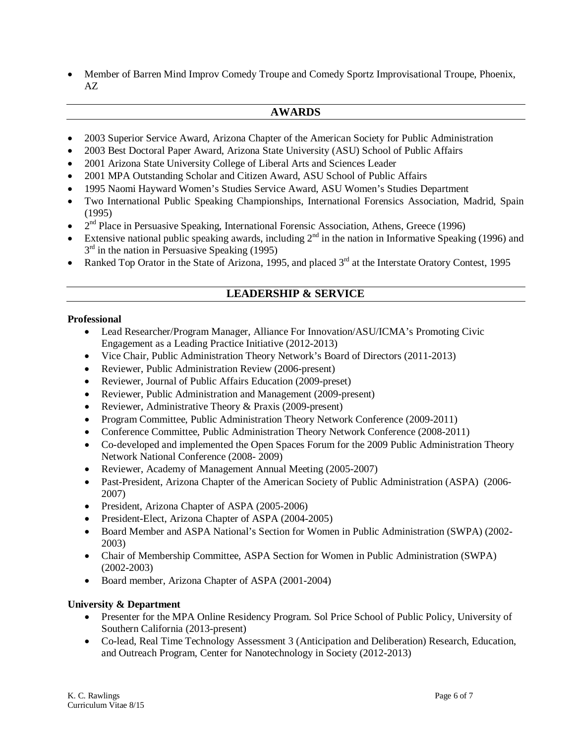- Member of Barren Mind Improv Comedy Troupe and Comedy Sportz Improvisational Troupe, Phoenix, AZ

## AWARDS

- 2003 Superior Service Award, Arizona Chapter of the American Society for Public Administration
- 2003 Best Doctoral Paper Award, Arizona State University (ASU) School of Public Affairs
- 2001 Arizona State University College of Liberal Arts and Sciences Leader
- 2001 MPA Outstanding Scholar and Citizen Award, ASU School of Public Affairs
- 1995 Naomi Hayward Women's Studies Service Award, ASU Women's Studies Department
- Two International Public Speaking Championships, International Forensics Association, Madrid, Spain (1995)
- 2nd Place in Persuasive Speaking, International Forensic Association, Athens, Greece (1996)
- Extensive national public speaking awards, including 2nd in the nation in Informative Speaking (1996) and 3rd in the nation in Persuasive Speaking (1995)
- Ranked Top Orator in the State of Arizona, 1995, and placed 3rd at the Interstate Oratory Contest, 1995

## LEADERSHIP & SERVICE

**Professional**

- Lead Researcher/Program Manager, Alliance For Innovation/ASU/ICMA's Promoting Civic Engagement as a Leading Practice Initiative (2012-2013)
- Vice Chair, Public Administration Theory Network's Board of Directors (2011-2013)
- Reviewer, Public Administration Review (2006-present)
- Reviewer, Journal of Public Affairs Education (2009-preset)
- Reviewer, Public Administration and Management (2009-present)
- Reviewer, Administrative Theory & Praxis (2009-present)
- Program Committee, Public Administration Theory Network Conference (2009-2011)
- Conference Committee, Public Administration Theory Network Conference (2008-2011)
- Co-developed and implemented the Open Spaces Forum for the 2009 Public Administration Theory Network National Conference (2008- 2009)
- Reviewer, Academy of Management Annual Meeting (2005-2007)
- Past-President, Arizona Chapter of the American Society of Public Administration (ASPA) (2006-2007)
- President, Arizona Chapter of ASPA (2005-2006)
- President-Elect, Arizona Chapter of ASPA (2004-2005)
- Board Member and ASPA National's Section for Women in Public Administration (SWPA) (2002-2003)
- Chair of Membership Committee, ASPA Section for Women in Public Administration (SWPA) (2002-2003)
- Board member, Arizona Chapter of ASPA (2001-2004)

**University & Department**

- Presenter for the MPA Online Residency Program. Sol Price School of Public Policy, University of Southern California (2013-present)
- Co-lead, Real Time Technology Assessment 3 (Anticipation and Deliberation) Research, Education, and Outreach Program, Center for Nanotechnology in Society (2012-2013)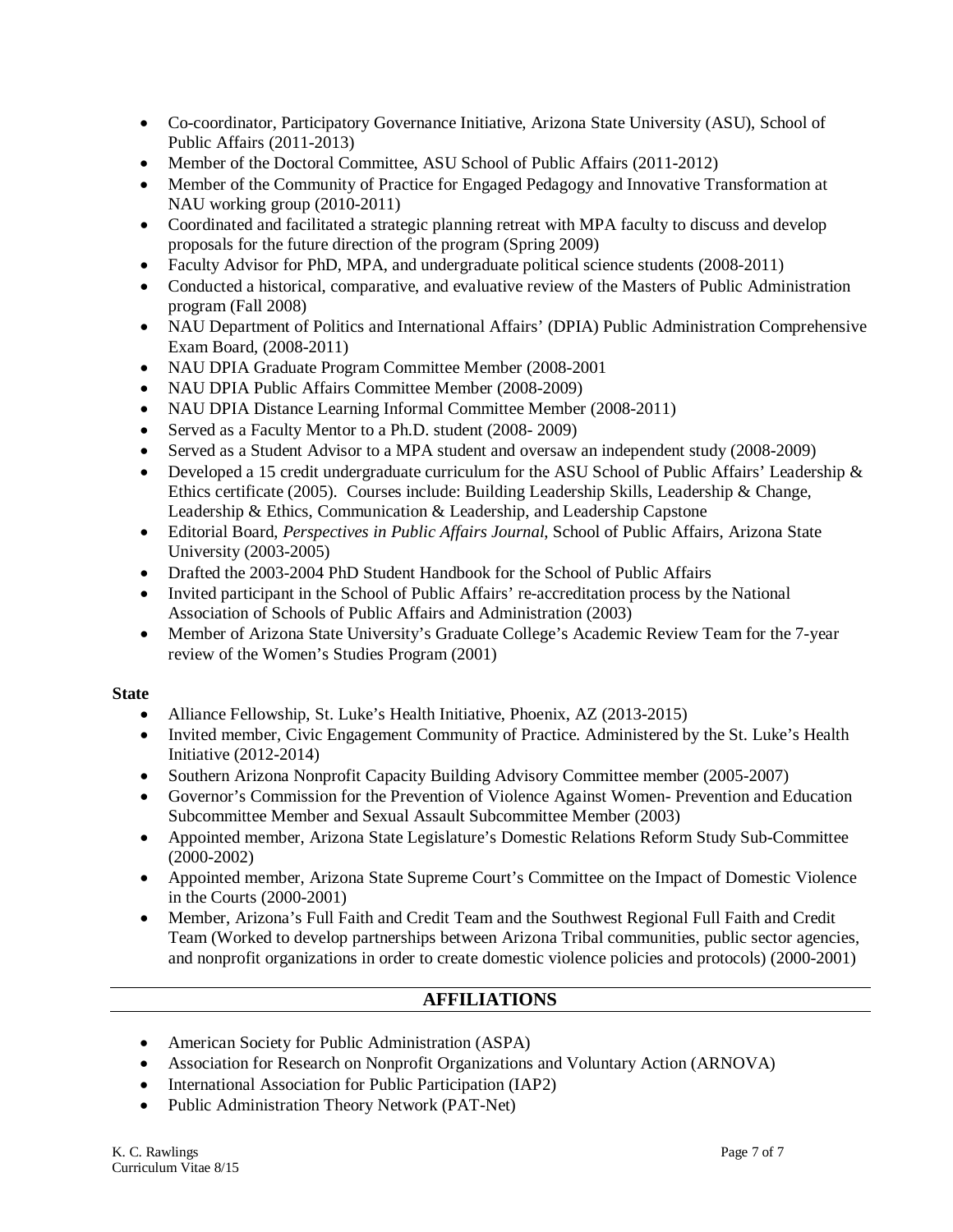- Co-coordinator, Participatory Governance Initiative, Arizona State University (ASU), School of Public Affairs (2011-2013)
- Member of the Doctoral Committee, ASU School of Public Affairs (2011-2012)
- Member of the Community of Practice for Engaged Pedagogy and Innovative Transformation at NAU working group (2010-2011)
- Coordinated and facilitated a strategic planning retreat with MPA faculty to discuss and develop proposals for the future direction of the program (Spring 2009)
- Faculty Advisor for PhD, MPA, and undergraduate political science students (2008-2011)
- Conducted a historical, comparative, and evaluative review of the Masters of Public Administration program (Fall 2008)
- NAU Department of Politics and International Affairs' (DPIA) Public Administration Comprehensive Exam Board, (2008-2011)
- NAU DPIA Graduate Program Committee Member (2008-2001
- NAU DPIA Public Affairs Committee Member (2008-2009)
- NAU DPIA Distance Learning Informal Committee Member (2008-2011)
- Served as a Faculty Mentor to a Ph.D. student (2008- 2009)
- Served as a Student Advisor to a MPA student and oversaw an independent study (2008-2009)
- Developed a 15 credit undergraduate curriculum for the ASU School of Public Affairs' Leadership & Ethics certificate (2005). Courses include: Building Leadership Skills, Leadership & Change, Leadership & Ethics, Communication & Leadership, and Leadership Capstone
- Editorial Board, *Perspectives in Public Affairs Journal,* School of Public Affairs, Arizona State University (2003-2005)
- Drafted the 2003-2004 PhD Student Handbook for the School of Public Affairs
- Invited participant in the School of Public Affairs' re-accreditation process by the National Association of Schools of Public Affairs and Administration (2003)
- Member of Arizona State University's Graduate College's Academic Review Team for the 7-year review of the Women's Studies Program (2001)

**State**

- Alliance Fellowship, St. Luke's Health Initiative, Phoenix, AZ (2013-2015)
- Invited member, Civic Engagement Community of Practice. Administered by the St. Luke's Health Initiative (2012-2014)
- Southern Arizona Nonprofit Capacity Building Advisory Committee member (2005-2007)
- Governor's Commission for the Prevention of Violence Against Women- Prevention and Education Subcommittee Member and Sexual Assault Subcommittee Member (2003)
- Appointed member, Arizona State Legislature's Domestic Relations Reform Study Sub-Committee (2000-2002)
- Appointed member, Arizona State Supreme Court's Committee on the Impact of Domestic Violence in the Courts (2000-2001)
- Member, Arizona's Full Faith and Credit Team and the Southwest Regional Full Faith and Credit Team (Worked to develop partnerships between Arizona Tribal communities, public sector agencies, and nonprofit organizations in order to create domestic violence policies and protocols) (2000-2001)

## AFFILIATIONS

- American Society for Public Administration (ASPA)
- Association for Research on Nonprofit Organizations and Voluntary Action (ARNOVA)
- International Association for Public Participation (IAP2)
- Public Administration Theory Network (PAT-Net)